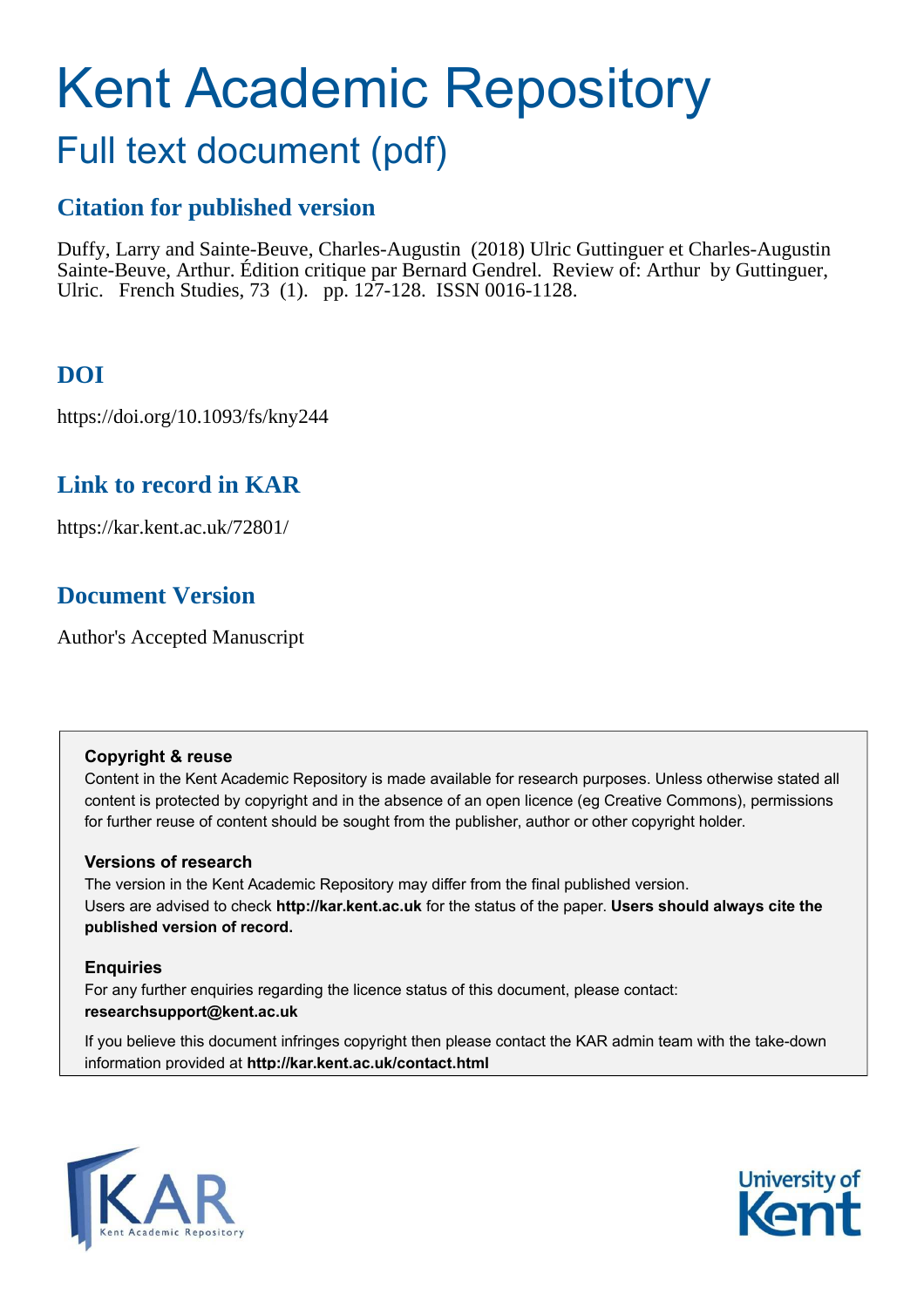# Kent Academic Repository

## Full text document (pdf)

### Citation for published version

Duffy, Larry and Sainte-Beuve, Charles-Augustin (2018) Ulric Guttinguer et Charles-Augustin Sainte-Beuve, Arthur. Édition critique par Bernard Gendrel. Review of: Arthur by Guttinguer, Ulric. French Studies, 73 (1). pp. 127-128. ISSN 0016-1128.

### DOI

https://doi.org/10.1093/fs/kny244

### Link to record in KAR

https://kar.kent.ac.uk/72801/

### Document Version

Author's Accepted Manuscript

**Copyright & reuse**

Content in the Kent Academic Repository is made available for research purposes. Unless otherwise stated all content is protected by copyright and in the absence of an open licence (eg Creative Commons), permissions for further reuse of content should be sought from the publisher, author or other copyright holder.

**Versions of research**

The version in the Kent Academic Repository may differ from the final published version. Users are advised to check **http://kar.kent.ac.uk** for the status of the paper. **Users should always cite the published version of record.**

**Enquiries**

For any further enquiries regarding the licence status of this document, please contact: **researchsupport@kent.ac.uk**

If you believe this document infringes copyright then please contact the KAR admin team with the take-down information provided at **http://kar.kent.ac.uk/contact.html**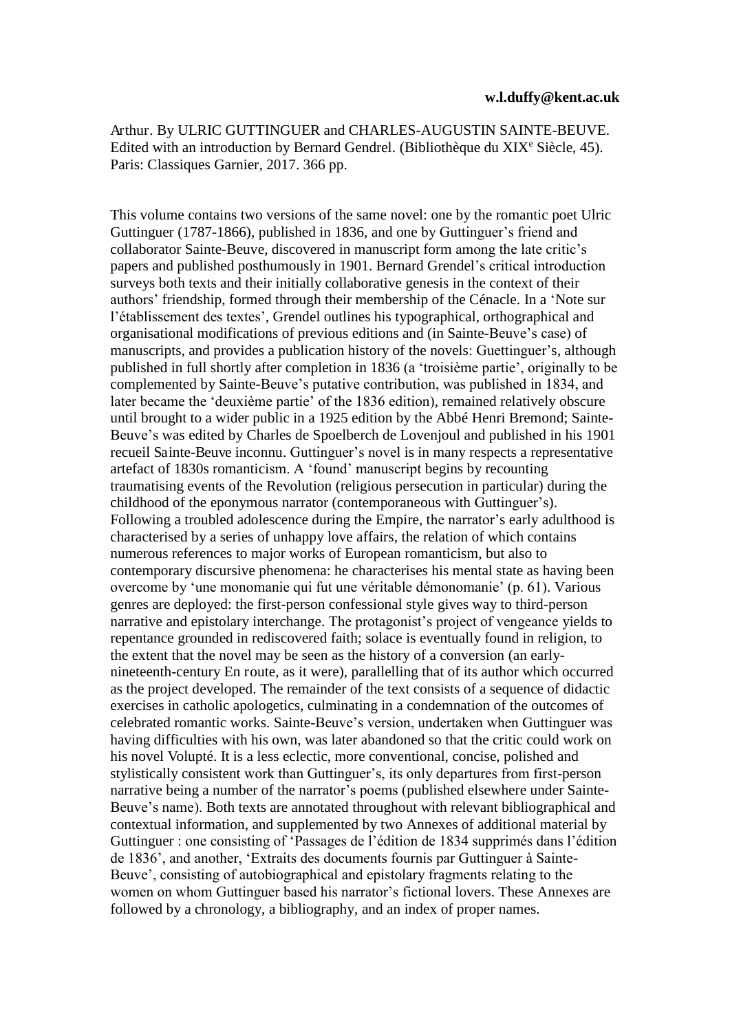**w.l.duffy@kent.ac.uk**

Arthur. By ULRIC GUTTINGUER and CHARLES-AUGUSTIN SAINTE-BEUVE. Edited with an introduction by Bernard Gendrel. (Bibliothèque du XIX[e] Siècle, 45). Paris: Classiques Garnier, 2017. 366 pp.

This volume contains two versions of the same novel: one by the romantic poet Ulric Guttinguer (1787-1866), published in 1836, and one by Guttinguer's friend and collaborator Sainte-Beuve, discovered in manuscript form among the late critic's papers and published posthumously in 1901. Bernard Grendel's critical introduction surveys both texts and their initially collaborative genesis in the context of their authors' friendship, formed through their membership of the Cénacle. In a 'Note sur l'établissement des textes', Grendel outlines his typographical, orthographical and organisational modifications of previous editions and (in Sainte-Beuve's case) of manuscripts, and provides a publication history of the novels: Guettinguer's, although published in full shortly after completion in 1836 (a 'troisième partie', originally to be complemented by Sainte-Beuve's putative contribution, was published in 1834, and later became the 'deuxième partie' of the 1836 edition), remained relatively obscure until brought to a wider public in a 1925 edition by the Abbé Henri Bremond; Sainte-Beuve's was edited by Charles de Spoelberch de Lovenjoul and published in his 1901 recueil Sainte-Beuve inconnu. Guttinguer's novel is in many respects a representative artefact of 1830s romanticism. A 'found' manuscript begins by recounting traumatising events of the Revolution (religious persecution in particular) during the childhood of the eponymous narrator (contemporaneous with Guttinguer's). Following a troubled adolescence during the Empire, the narrator's early adulthood is characterised by a series of unhappy love affairs, the relation of which contains numerous references to major works of European romanticism, but also to contemporary discursive phenomena: he characterises his mental state as having been overcome by 'une monomanie qui fut une véritable démonomanie' (p. 61). Various genres are deployed: the first-person confessional style gives way to third-person narrative and epistolary interchange. The protagonist's project of vengeance yields to repentance grounded in rediscovered faith; solace is eventually found in religion, to the extent that the novel may be seen as the history of a conversion (an early-nineteenth-century En route, as it were), parallelling that of its author which occurred as the project developed. The remainder of the text consists of a sequence of didactic exercises in catholic apologetics, culminating in a condemnation of the outcomes of celebrated romantic works. Sainte-Beuve's version, undertaken when Guttinguer was having difficulties with his own, was later abandoned so that the critic could work on his novel Volupté. It is a less eclectic, more conventional, concise, polished and stylistically consistent work than Guttinguer's, its only departures from first-person narrative being a number of the narrator's poems (published elsewhere under Sainte-Beuve's name). Both texts are annotated throughout with relevant bibliographical and contextual information, and supplemented by two Annexes of additional material by Guttinguer : one consisting of 'Passages de l'édition de 1834 supprimés dans l'édition de 1836', and another, 'Extraits des documents fournis par Guttinguer à Sainte-Beuve', consisting of autobiographical and epistolary fragments relating to the women on whom Guttinguer based his narrator's fictional lovers. These Annexes are followed by a chronology, a bibliography, and an index of proper names.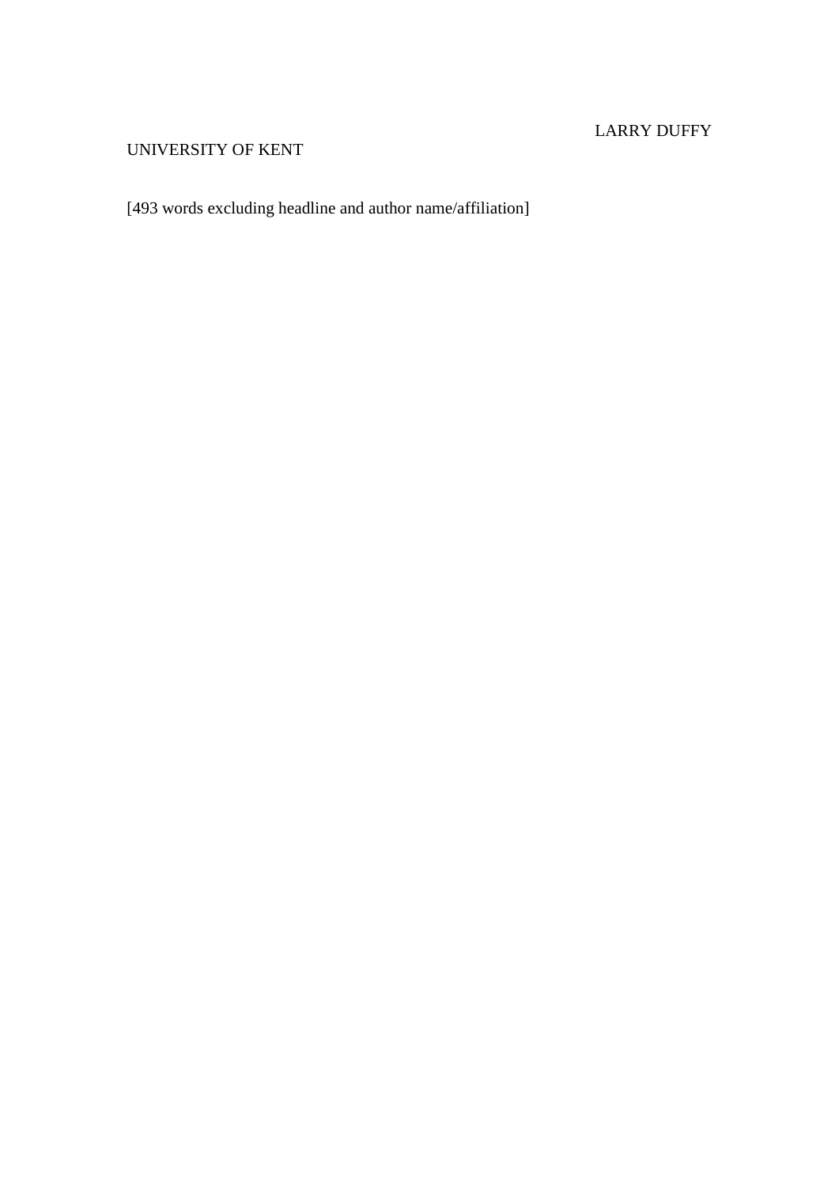LARRY DUFFY

UNIVERSITY OF KENT

[493 words excluding headline and author name/affiliation]